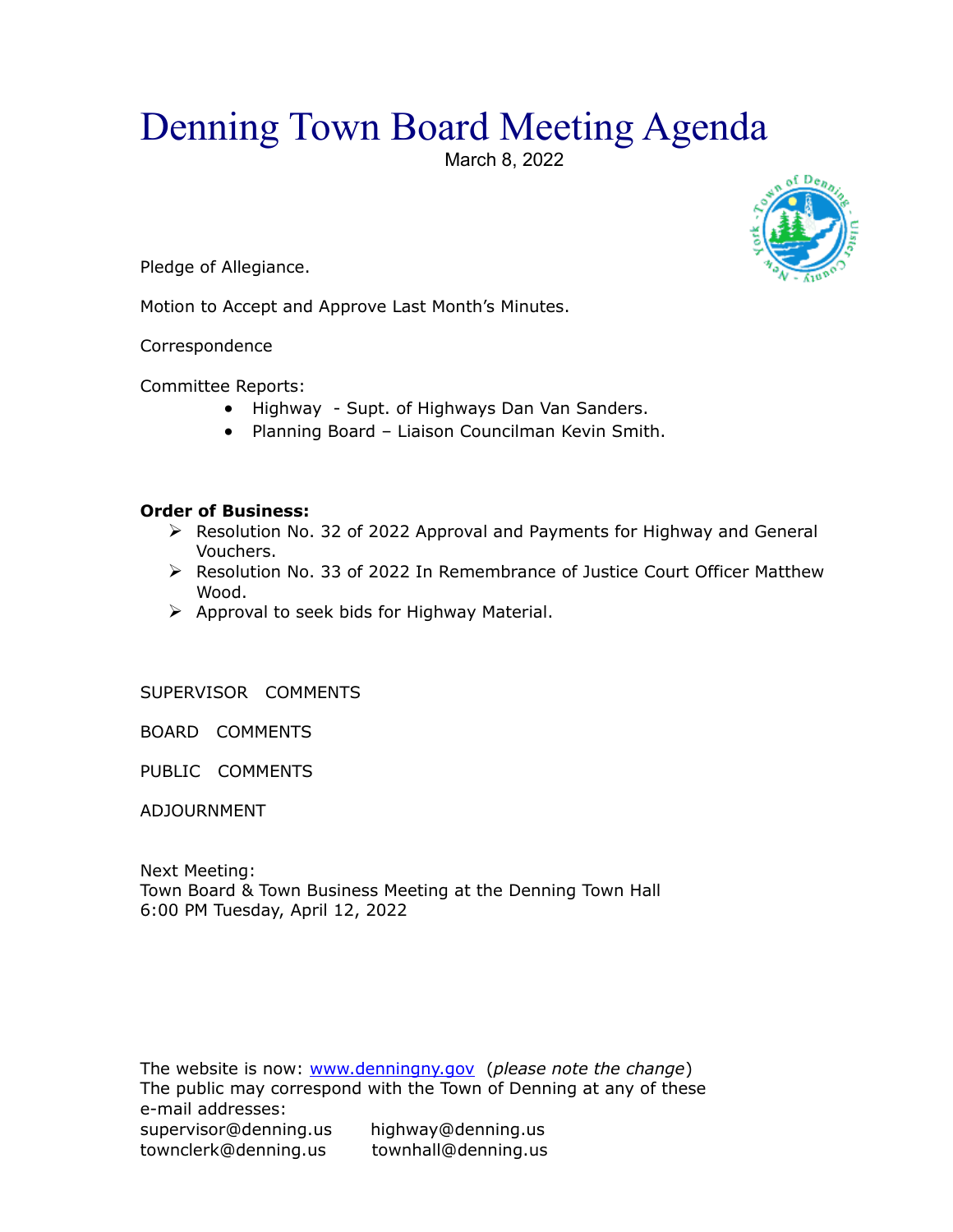# Denning Town Board Meeting Agenda

March 8, 2022

Pledge of Allegiance.

Motion to Accept and Approve Last Month's Minutes.

Correspondence

Committee Reports:

- Highway - Supt. of Highways Dan Van Sanders.
- Planning Board – Liaison Councilman Kevin Smith.

**Order of Business:**

- Resolution No. 32 of 2022 Approval and Payments for Highway and General Vouchers.
- Resolution No. 33 of 2022 In Remembrance of Justice Court Officer Matthew Wood.
- Approval to seek bids for Highway Material.

SUPERVISOR COMMENTS

BOARD COMMENTS

PUBLIC COMMENTS

ADJOURNMENT

Next Meeting:
Town Board & Town Business Meeting at the Denning Town Hall
6:00 PM Tuesday, April 12, 2022

The website is now: [www.denningny.gov](http://www.denningny.gov) (*please note the change*)
The public may correspond with the Town of Denning at any of these e-mail addresses:
supervisor@denning.us highway@denning.us
townclerk@denning.us townhall@denning.us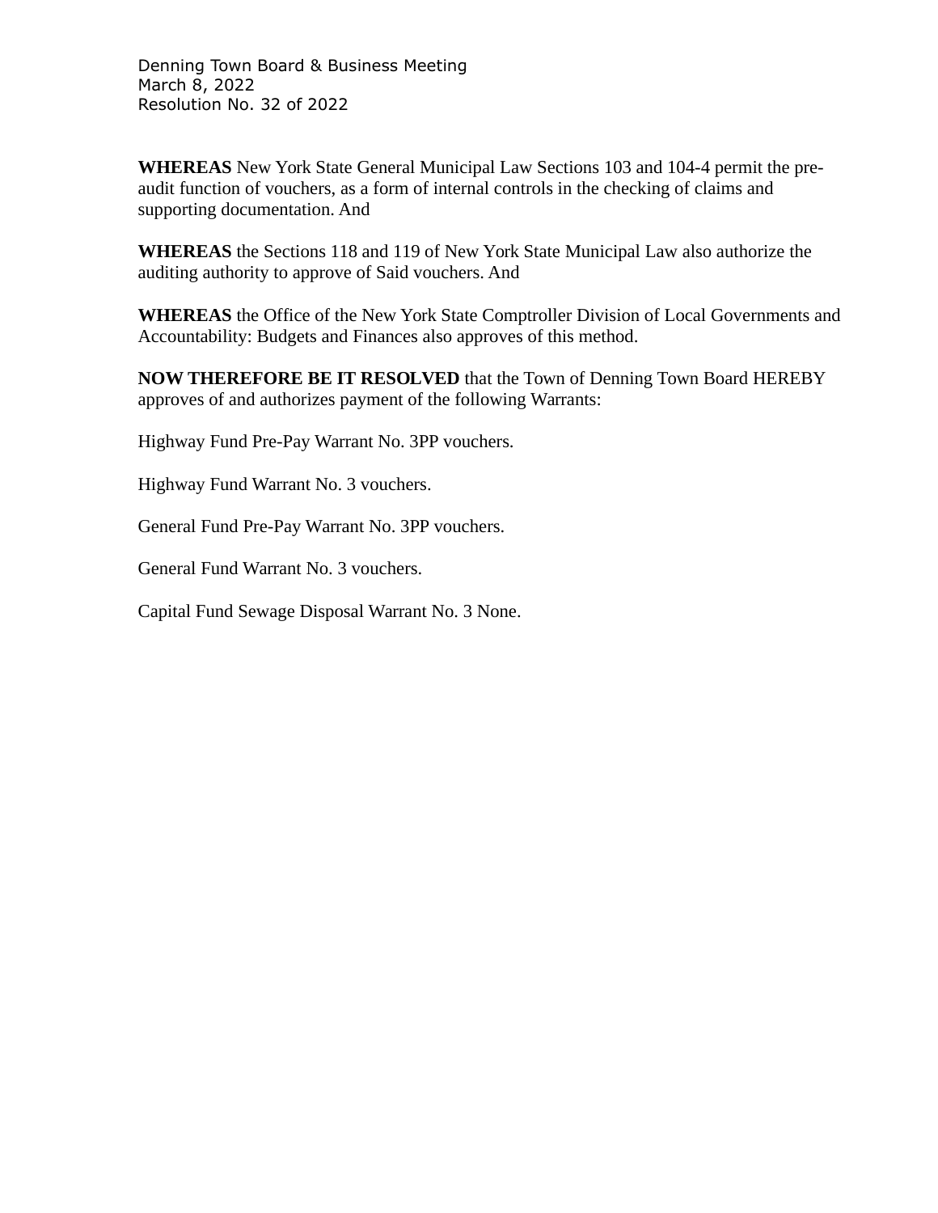Denning Town Board & Business Meeting
March 8, 2022
Resolution No. 32 of 2022

**WHEREAS** New York State General Municipal Law Sections 103 and 104-4 permit the pre-audit function of vouchers, as a form of internal controls in the checking of claims and supporting documentation. And

**WHEREAS** the Sections 118 and 119 of New York State Municipal Law also authorize the auditing authority to approve of Said vouchers. And

**WHEREAS** the Office of the New York State Comptroller Division of Local Governments and Accountability: Budgets and Finances also approves of this method.

**NOW THEREFORE BE IT RESOLVED** that the Town of Denning Town Board HEREBY approves of and authorizes payment of the following Warrants:

Highway Fund Pre-Pay Warrant No. 3PP vouchers.

Highway Fund Warrant No. 3 vouchers.

General Fund Pre-Pay Warrant No. 3PP vouchers.

General Fund Warrant No. 3 vouchers.

Capital Fund Sewage Disposal Warrant No. 3 None.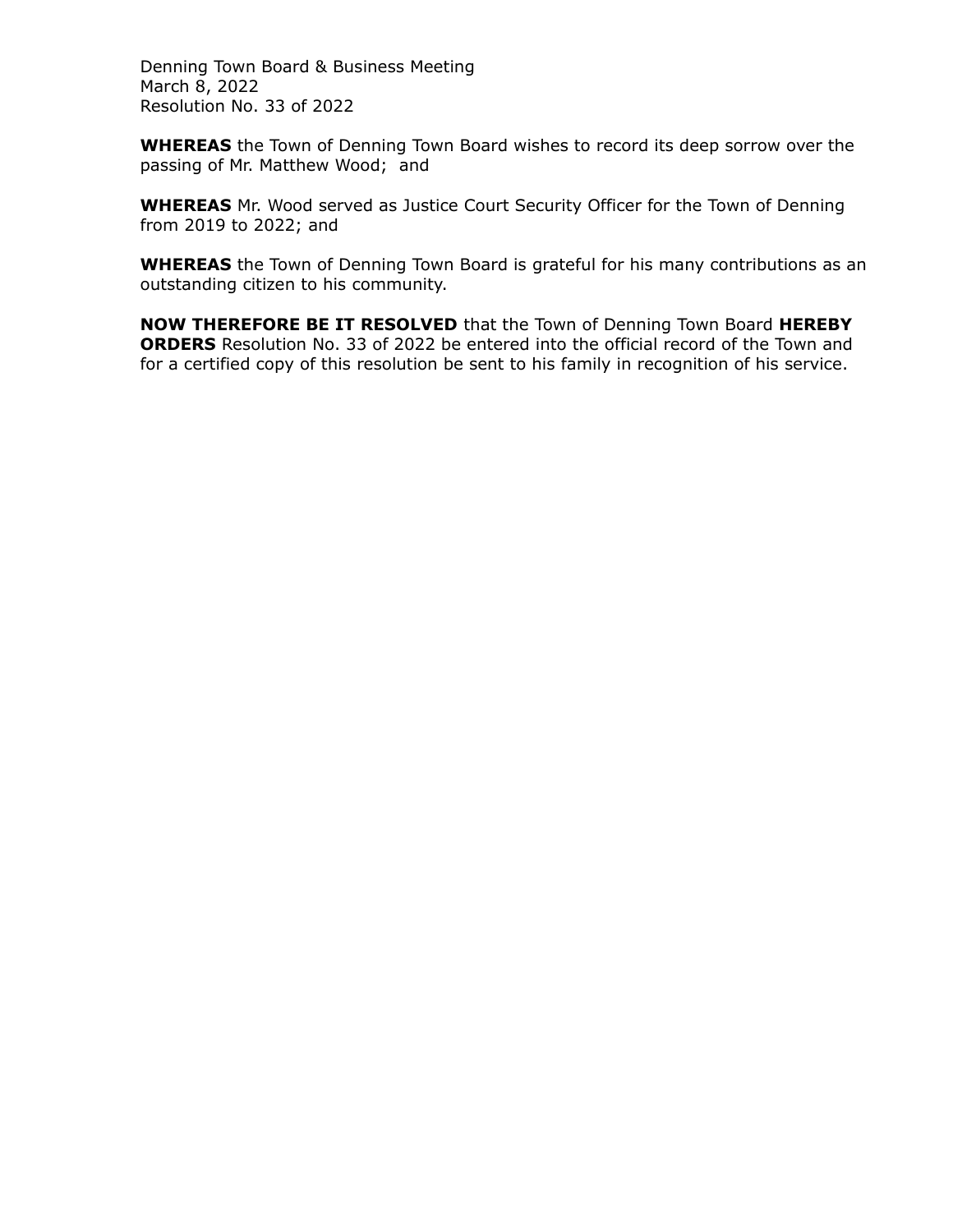Denning Town Board & Business Meeting
March 8, 2022
Resolution No. 33 of 2022

**WHEREAS** the Town of Denning Town Board wishes to record its deep sorrow over the passing of Mr. Matthew Wood; and

**WHEREAS** Mr. Wood served as Justice Court Security Officer for the Town of Denning from 2019 to 2022; and

**WHEREAS** the Town of Denning Town Board is grateful for his many contributions as an outstanding citizen to his community.

**NOW THEREFORE BE IT RESOLVED** that the Town of Denning Town Board **HEREBY ORDERS** Resolution No. 33 of 2022 be entered into the official record of the Town and for a certified copy of this resolution be sent to his family in recognition of his service.